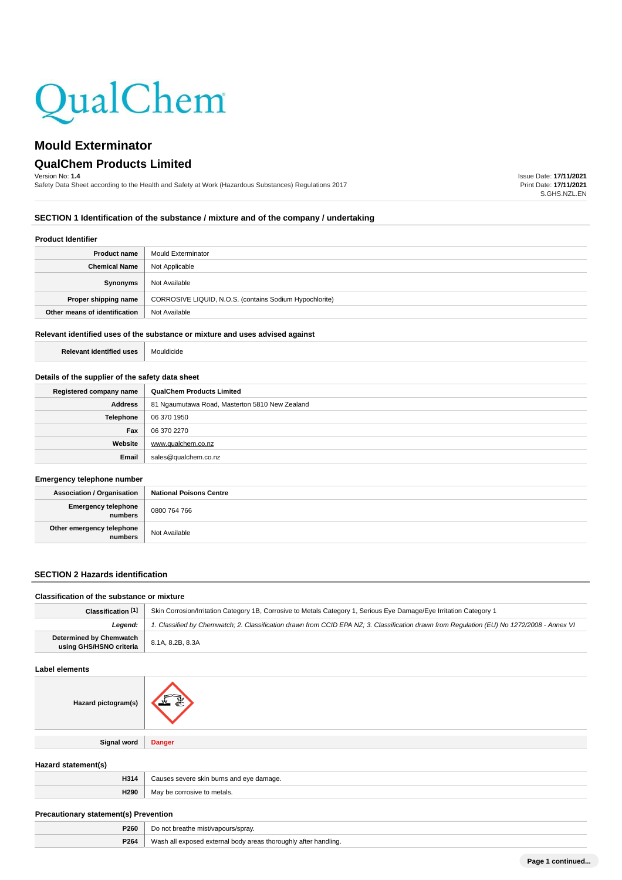QualChem

# Mould Exterminator

## QualChem Products Limited

Version No: **1.4**

Safety Data Sheet according to the Health and Safety at Work (Hazardous Substances) Regulations 2017

Issue Date: **17/11/2021**
Print Date: **17/11/2021**
S.GHS.NZL.EN

## SECTION 1 Identification of the substance / mixture and of the company / undertaking

### Product Identifier

| | |
|---|---|
| **Product name** | Mould Exterminator |
| **Chemical Name** | Not Applicable |
| **Synonyms** | Not Available |
| **Proper shipping name** | CORROSIVE LIQUID, N.O.S. (contains Sodium Hypochlorite) |
| **Other means of identification** | Not Available |

### Relevant identified uses of the substance or mixture and uses advised against

| | |
|---|---|
| **Relevant identified uses** | Mouldicide |

### Details of the supplier of the safety data sheet

| | |
|---|---|
| **Registered company name** | **QualChem Products Limited** |
| **Address** | 81 Ngaumutawa Road, Masterton 5810 New Zealand |
| **Telephone** | 06 370 1950 |
| **Fax** | 06 370 2270 |
| **Website** | www.qualchem.co.nz |
| **Email** | sales@qualchem.co.nz |

### Emergency telephone number

| | |
|---|---|
| **Association / Organisation** | **National Poisons Centre** |
| **Emergency telephone numbers** | 0800 764 766 |
| **Other emergency telephone numbers** | Not Available |

## SECTION 2 Hazards identification

### Classification of the substance or mixture

| | |
|---|---|
| **Classification [1]** | Skin Corrosion/Irritation Category 1B, Corrosive to Metals Category 1, Serious Eye Damage/Eye Irritation Category 1 |
| ***Legend:*** | *1. Classified by Chemwatch; 2. Classification drawn from CCID EPA NZ; 3. Classification drawn from Regulation (EU) No 1272/2008 - Annex VI* |
| **Determined by Chemwatch using GHS/HSNO criteria** | 8.1A, 8.2B, 8.3A |

### Label elements

| | |
|---|---|
| **Hazard pictogram(s)** | |
| **Signal word** | **Danger** |

### Hazard statement(s)

| | |
|---|---|
| **H314** | Causes severe skin burns and eye damage. |
| **H290** | May be corrosive to metals. |

### Precautionary statement(s) Prevention

| | |
|---|---|
| **P260** | Do not breathe mist/vapours/spray. |
| **P264** | Wash all exposed external body areas thoroughly after handling. |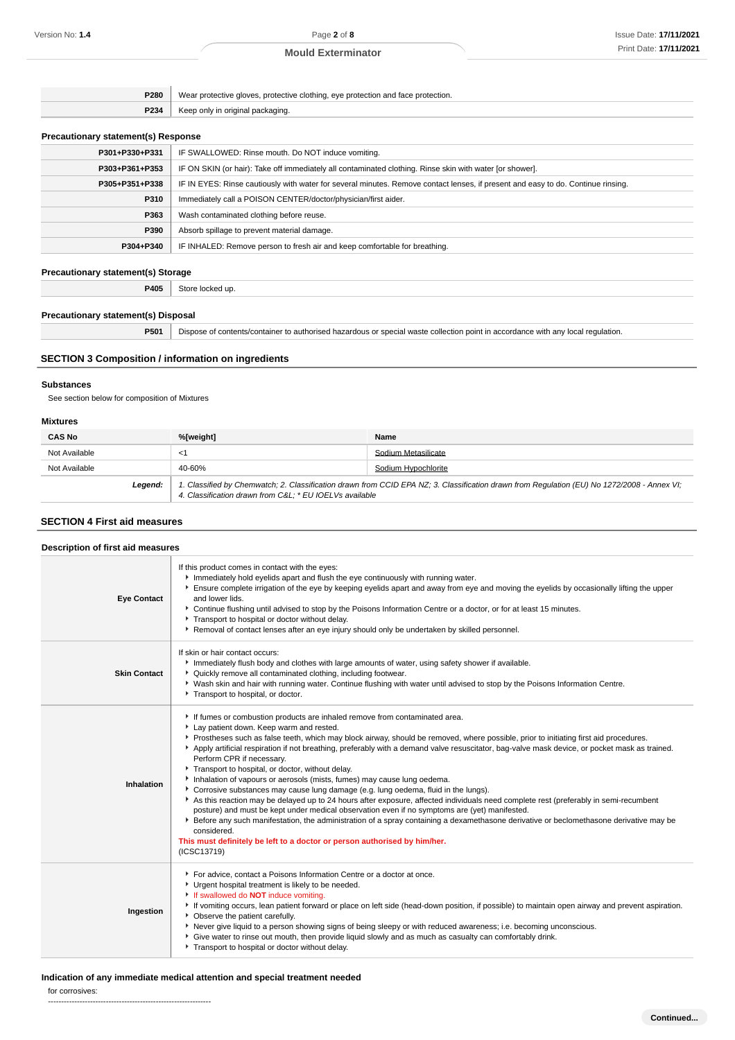| | |
|---|---|
| **P280** | Wear protective gloves, protective clothing, eye protection and face protection. |
| **P234** | Keep only in original packaging. |

**Precautionary statement(s) Response**

| | |
|---|---|
| **P301+P330+P331** | IF SWALLOWED: Rinse mouth. Do NOT induce vomiting. |
| **P303+P361+P353** | IF ON SKIN (or hair): Take off immediately all contaminated clothing. Rinse skin with water [or shower]. |
| **P305+P351+P338** | IF IN EYES: Rinse cautiously with water for several minutes. Remove contact lenses, if present and easy to do. Continue rinsing. |
| **P310** | Immediately call a POISON CENTER/doctor/physician/first aider. |
| **P363** | Wash contaminated clothing before reuse. |
| **P390** | Absorb spillage to prevent material damage. |
| **P304+P340** | IF INHALED: Remove person to fresh air and keep comfortable for breathing. |

**Precautionary statement(s) Storage**

| | |
|---|---|
| **P405** | Store locked up. |

**Precautionary statement(s) Disposal**

| | |
|---|---|
| **P501** | Dispose of contents/container to authorised hazardous or special waste collection point in accordance with any local regulation. |

## SECTION 3 Composition / information on ingredients

### Substances

See section below for composition of Mixtures

### Mixtures

| CAS No | %[weight] | Name |
|---|---|---|
| Not Available | <1 | Sodium Metasilicate |
| Not Available | 40-60% | Sodium Hypochlorite |
| ***Legend:*** | *1. Classified by Chemwatch; 2. Classification drawn from CCID EPA NZ; 3. Classification drawn from Regulation (EU) No 1272/2008 - Annex VI; 4. Classification drawn from C&L; * EU IOELVs available* | |

## SECTION 4 First aid measures

### Description of first aid measures

| | |
|---|---|
| **Eye Contact** | If this product comes in contact with the eyes:<br>- Immediately hold eyelids apart and flush the eye continuously with running water.<br>- Ensure complete irrigation of the eye by keeping eyelids apart and away from eye and moving the eyelids by occasionally lifting the upper and lower lids.<br>- Continue flushing until advised to stop by the Poisons Information Centre or a doctor, or for at least 15 minutes.<br>- Transport to hospital or doctor without delay.<br>- Removal of contact lenses after an eye injury should only be undertaken by skilled personnel. |
| **Skin Contact** | If skin or hair contact occurs:<br>- Immediately flush body and clothes with large amounts of water, using safety shower if available.<br>- Quickly remove all contaminated clothing, including footwear.<br>- Wash skin and hair with running water. Continue flushing with water until advised to stop by the Poisons Information Centre.<br>- Transport to hospital, or doctor. |
| **Inhalation** | - If fumes or combustion products are inhaled remove from contaminated area.<br>- Lay patient down. Keep warm and rested.<br>- Prostheses such as false teeth, which may block airway, should be removed, where possible, prior to initiating first aid procedures.<br>- Apply artificial respiration if not breathing, preferably with a demand valve resuscitator, bag-valve mask device, or pocket mask as trained. Perform CPR if necessary.<br>- Transport to hospital, or doctor, without delay.<br>- Inhalation of vapours or aerosols (mists, fumes) may cause lung oedema.<br>- Corrosive substances may cause lung damage (e.g. lung oedema, fluid in the lungs).<br>- As this reaction may be delayed up to 24 hours after exposure, affected individuals need complete rest (preferably in semi-recumbent posture) and must be kept under medical observation even if no symptoms are (yet) manifested.<br>- Before any such manifestation, the administration of a spray containing a dexamethasone derivative or beclomethasone derivative may be considered.<br>**This must definitely be left to a doctor or person authorised by him/her.**<br>(ICSC13719) |
| **Ingestion** | - For advice, contact a Poisons Information Centre or a doctor at once.<br>- Urgent hospital treatment is likely to be needed.<br>- If swallowed do **NOT** induce vomiting.<br>- If vomiting occurs, lean patient forward or place on left side (head-down position, if possible) to maintain open airway and prevent aspiration.<br>- Observe the patient carefully.<br>- Never give liquid to a person showing signs of being sleepy or with reduced awareness; i.e. becoming unconscious.<br>- Give water to rinse out mouth, then provide liquid slowly and as much as casualty can comfortably drink.<br>- Transport to hospital or doctor without delay. |

### Indication of any immediate medical attention and special treatment needed

for corrosives:

--------------------------------------------------------------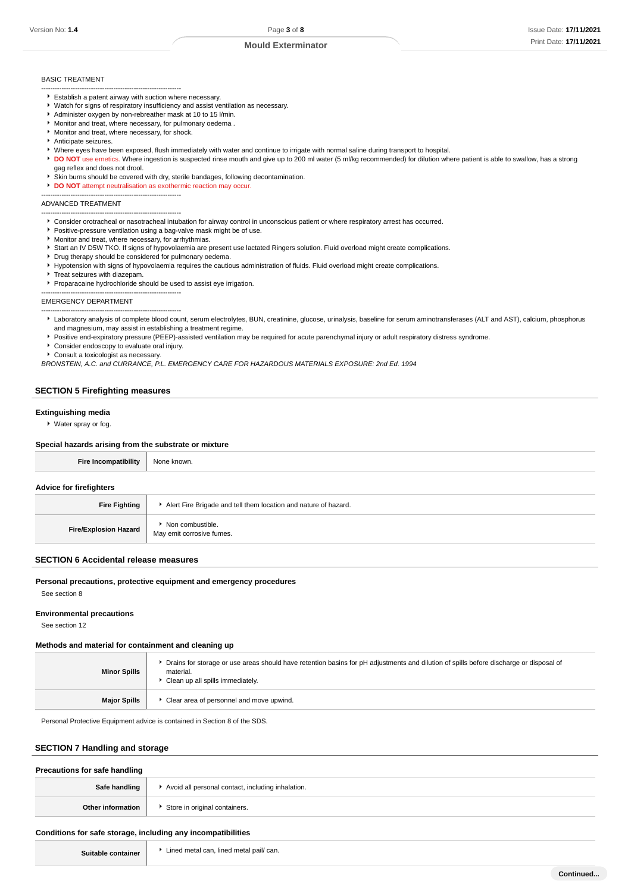BASIC TREATMENT

--------------------------------------------------------------

- Establish a patent airway with suction where necessary.
- Watch for signs of respiratory insufficiency and assist ventilation as necessary.
- Administer oxygen by non-rebreather mask at 10 to 15 l/min.
- Monitor and treat, where necessary, for pulmonary oedema .
- Monitor and treat, where necessary, for shock.
- Anticipate seizures.
- Where eyes have been exposed, flush immediately with water and continue to irrigate with normal saline during transport to hospital.
- **DO NOT** use emetics. Where ingestion is suspected rinse mouth and give up to 200 ml water (5 ml/kg recommended) for dilution where patient is able to swallow, has a strong gag reflex and does not drool.
- Skin burns should be covered with dry, sterile bandages, following decontamination.
- **DO NOT** attempt neutralisation as exothermic reaction may occur.

--------------------------------------------------------------

ADVANCED TREATMENT

--------------------------------------------------------------

- Consider orotracheal or nasotracheal intubation for airway control in unconscious patient or where respiratory arrest has occurred.
- Positive-pressure ventilation using a bag-valve mask might be of use.
- Monitor and treat, where necessary, for arrhythmias.
- Start an IV D5W TKO. If signs of hypovolaemia are present use lactated Ringers solution. Fluid overload might create complications.
- Drug therapy should be considered for pulmonary oedema.
- Hypotension with signs of hypovolaemia requires the cautious administration of fluids. Fluid overload might create complications.
- Treat seizures with diazepam.
- Proparacaine hydrochloride should be used to assist eye irrigation.

--------------------------------------------------------------

EMERGENCY DEPARTMENT

--------------------------------------------------------------

- Laboratory analysis of complete blood count, serum electrolytes, BUN, creatinine, glucose, urinalysis, baseline for serum aminotransferases (ALT and AST), calcium, phosphorus and magnesium, may assist in establishing a treatment regime.
- Positive end-expiratory pressure (PEEP)-assisted ventilation may be required for acute parenchymal injury or adult respiratory distress syndrome.
- Consider endoscopy to evaluate oral injury.
- Consult a toxicologist as necessary.

*BRONSTEIN, A.C. and CURRANCE, P.L. EMERGENCY CARE FOR HAZARDOUS MATERIALS EXPOSURE: 2nd Ed. 1994*

## SECTION 5 Firefighting measures

### Extinguishing media

- Water spray or fog.

### Special hazards arising from the substrate or mixture

| | |
|---|---|
| **Fire Incompatibility** | None known. |

### Advice for firefighters

| | |
|---|---|
| **Fire Fighting** | Alert Fire Brigade and tell them location and nature of hazard. |
| **Fire/Explosion Hazard** | Non combustible.<br>May emit corrosive fumes. |

## SECTION 6 Accidental release measures

### Personal precautions, protective equipment and emergency procedures

See section 8

### Environmental precautions

See section 12

### Methods and material for containment and cleaning up

| | |
|---|---|
| **Minor Spills** | Drains for storage or use areas should have retention basins for pH adjustments and dilution of spills before discharge or disposal of material.<br>Clean up all spills immediately. |
| **Major Spills** | Clear area of personnel and move upwind. |

Personal Protective Equipment advice is contained in Section 8 of the SDS.

## SECTION 7 Handling and storage

### Precautions for safe handling

| | |
|---|---|
| **Safe handling** | Avoid all personal contact, including inhalation. |
| **Other information** | Store in original containers. |

### Conditions for safe storage, including any incompatibilities

| | |
|---|---|
| **Suitable container** | Lined metal can, lined metal pail/ can. |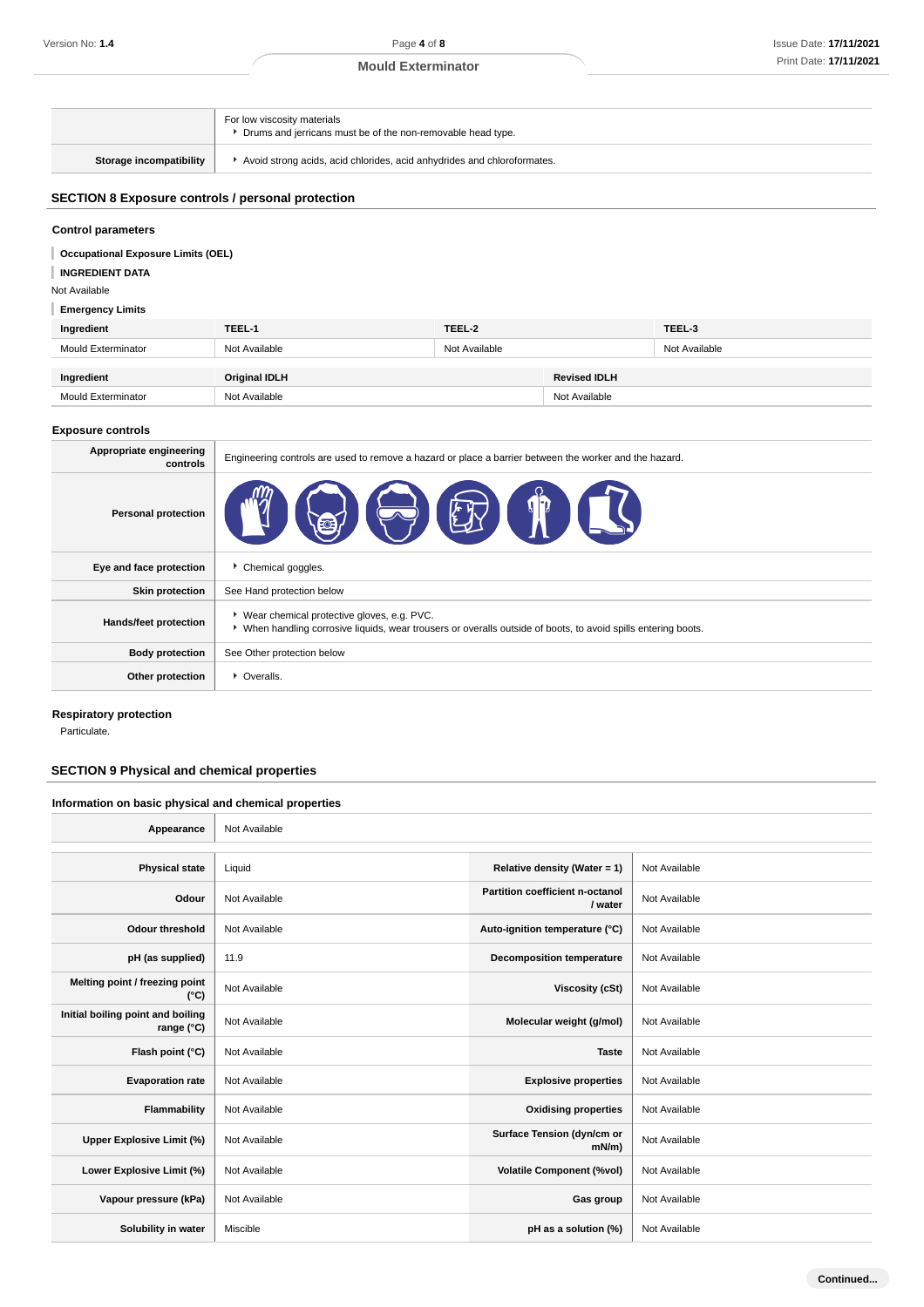| | |
|---|---|
| | For low viscosity materials<br>▸ Drums and jerricans must be of the non-removable head type. |
| **Storage incompatibility** | ▸ Avoid strong acids, acid chlorides, acid anhydrides and chloroformates. |

## SECTION 8 Exposure controls / personal protection

### Control parameters

**Occupational Exposure Limits (OEL)**

**INGREDIENT DATA**

Not Available

**Emergency Limits**

| Ingredient | TEEL-1 | TEEL-2 | TEEL-3 |
|---|---|---|---|
| Mould Exterminator | Not Available | Not Available | Not Available |

| Ingredient | Original IDLH | Revised IDLH |
|---|---|---|
| Mould Exterminator | Not Available | Not Available |

### Exposure controls

| | |
|---|---|
| **Appropriate engineering controls** | Engineering controls are used to remove a hazard or place a barrier between the worker and the hazard. |
| **Personal protection** | |
| **Eye and face protection** | ▸ Chemical goggles. |
| **Skin protection** | See Hand protection below |
| **Hands/feet protection** | ▸ Wear chemical protective gloves, e.g. PVC.<br>▸ When handling corrosive liquids, wear trousers or overalls outside of boots, to avoid spills entering boots. |
| **Body protection** | See Other protection below |
| **Other protection** | ▸ Overalls. |

### Respiratory protection

Particulate.

## SECTION 9 Physical and chemical properties

### Information on basic physical and chemical properties

| | | | |
|---|---|---|---|
| **Appearance** | Not Available | | |
| **Physical state** | Liquid | **Relative density (Water = 1)** | Not Available |
| **Odour** | Not Available | **Partition coefficient n-octanol / water** | Not Available |
| **Odour threshold** | Not Available | **Auto-ignition temperature (°C)** | Not Available |
| **pH (as supplied)** | 11.9 | **Decomposition temperature** | Not Available |
| **Melting point / freezing point (°C)** | Not Available | **Viscosity (cSt)** | Not Available |
| **Initial boiling point and boiling range (°C)** | Not Available | **Molecular weight (g/mol)** | Not Available |
| **Flash point (°C)** | Not Available | **Taste** | Not Available |
| **Evaporation rate** | Not Available | **Explosive properties** | Not Available |
| **Flammability** | Not Available | **Oxidising properties** | Not Available |
| **Upper Explosive Limit (%)** | Not Available | **Surface Tension (dyn/cm or mN/m)** | Not Available |
| **Lower Explosive Limit (%)** | Not Available | **Volatile Component (%vol)** | Not Available |
| **Vapour pressure (kPa)** | Not Available | **Gas group** | Not Available |
| **Solubility in water** | Miscible | **pH as a solution (%)** | Not Available |

Continued...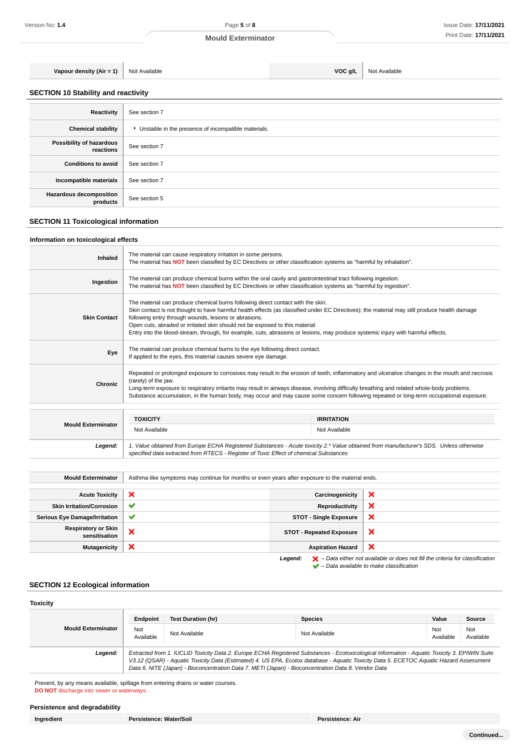| Vapour density (Air = 1) | Not Available | VOC g/L | Not Available |
|---|---|---|---|

## SECTION 10 Stability and reactivity

| | |
|---|---|
| Reactivity | See section 7 |
| Chemical stability | ‣ Unstable in the presence of incompatible materials. |
| Possibility of hazardous reactions | See section 7 |
| Conditions to avoid | See section 7 |
| Incompatible materials | See section 7 |
| Hazardous decomposition products | See section 5 |

## SECTION 11 Toxicological information

### Information on toxicological effects

| | |
|---|---|
| Inhaled | The material can cause respiratory irritation in some persons.<br>The material has **NOT** been classified by EC Directives or other classification systems as "harmful by inhalation". |
| Ingestion | The material can produce chemical burns within the oral cavity and gastrointestinal tract following ingestion.<br>The material has **NOT** been classified by EC Directives or other classification systems as "harmful by ingestion". |
| Skin Contact | The material can produce chemical burns following direct contact with the skin.<br>Skin contact is not thought to have harmful health effects (as classified under EC Directives); the material may still produce health damage following entry through wounds, lesions or abrasions.<br>Open cuts, abraded or irritated skin should not be exposed to this material<br>Entry into the blood-stream, through, for example, cuts, abrasions or lesions, may produce systemic injury with harmful effects. |
| Eye | The material can produce chemical burns to the eye following direct contact.<br>If applied to the eyes, this material causes severe eye damage. |
| Chronic | Repeated or prolonged exposure to corrosives may result in the erosion of teeth, inflammatory and ulcerative changes in the mouth and necrosis (rarely) of the jaw.<br>Long-term exposure to respiratory irritants may result in airways disease, involving difficulty breathing and related whole-body problems.<br>Substance accumulation, in the human body, may occur and may cause some concern following repeated or long-term occupational exposure. |

| | TOXICITY | IRRITATION |
|---|---|---|
| Mould Exterminator | Not Available | Not Available |
| *Legend:* | *1. Value obtained from Europe ECHA Registered Substances - Acute toxicity 2.\* Value obtained from manufacturer's SDS. Unless otherwise specified data extracted from RTECS - Register of Toxic Effect of chemical Substances* | |

| | |
|---|---|
| Mould Exterminator | Asthma-like symptoms may continue for months or even years after exposure to the material ends. |

| | | | |
|---|---|---|---|
| Acute Toxicity | ✘ | Carcinogenicity | ✘ |
| Skin Irritation/Corrosion | ✔ | Reproductivity | ✘ |
| Serious Eye Damage/Irritation | ✔ | STOT - Single Exposure | ✘ |
| Respiratory or Skin sensitisation | ✘ | STOT - Repeated Exposure | ✘ |
| Mutagenicity | ✘ | Aspiration Hazard | ✘ |

*Legend:* ✘ *– Data either not available or does not fill the criteria for classification*
✔ *– Data available to make classification*

## SECTION 12 Ecological information

### Toxicity

| | Endpoint | Test Duration (hr) | Species | Value | Source |
|---|---|---|---|---|---|
| Mould Exterminator | Not Available | Not Available | Not Available | Not Available | Not Available |
| *Legend:* | *Extracted from 1. IUCLID Toxicity Data 2. Europe ECHA Registered Substances - Ecotoxicological Information - Aquatic Toxicity 3. EPIWIN Suite V3.12 (QSAR) - Aquatic Toxicity Data (Estimated) 4. US EPA, Ecotox database - Aquatic Toxicity Data 5. ECETOC Aquatic Hazard Assessment Data 6. NITE (Japan) - Bioconcentration Data 7. METI (Japan) - Bioconcentration Data 8. Vendor Data* | | | | |

Prevent, by any means available, spillage from entering drains or water courses.
**DO NOT** discharge into sewer or waterways.

### Persistence and degradability

| Ingredient | Persistence: Water/Soil | Persistence: Air |
|---|---|---|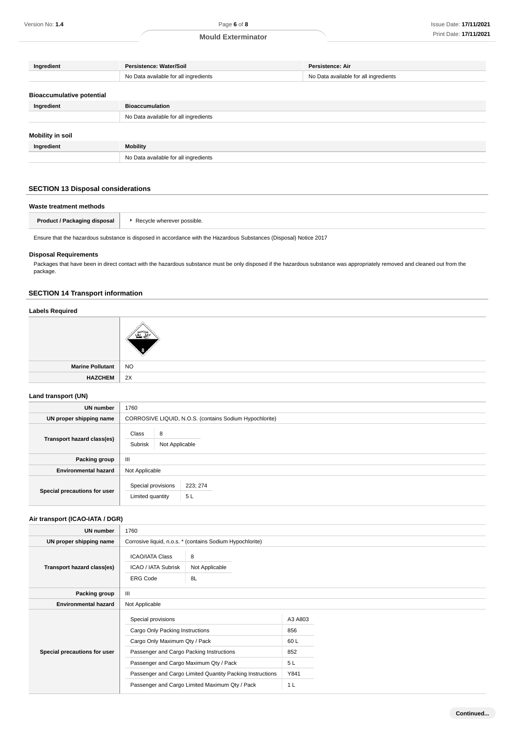| Ingredient | Persistence: Water/Soil | Persistence: Air |
|---|---|---|
| | No Data available for all ingredients | No Data available for all ingredients |

### Bioaccumulative potential

| Ingredient | Bioaccumulation |
|---|---|
| | No Data available for all ingredients |

### Mobility in soil

| Ingredient | Mobility |
|---|---|
| | No Data available for all ingredients |

## SECTION 13 Disposal considerations

### Waste treatment methods

| Product / Packaging disposal | ▸ Recycle wherever possible. |
|---|---|

Ensure that the hazardous substance is disposed in accordance with the Hazardous Substances (Disposal) Notice 2017

### Disposal Requirements

Packages that have been in direct contact with the hazardous substance must be only disposed if the hazardous substance was appropriately removed and cleaned out from the package.

## SECTION 14 Transport information

### Labels Required

| | |
|---|---|
| | |
| **Marine Pollutant** | NO |
| **HAZCHEM** | 2X |

### Land transport (UN)

| | |
|---|---|
| **UN number** | 1760 |
| **UN proper shipping name** | CORROSIVE LIQUID, N.O.S. (contains Sodium Hypochlorite) |
| **Transport hazard class(es)** | Class: 8<br>Subrisk: Not Applicable |
| **Packing group** | III |
| **Environmental hazard** | Not Applicable |
| **Special precautions for user** | Special provisions: 223; 274<br>Limited quantity: 5 L |

### Air transport (ICAO-IATA / DGR)

| | |
|---|---|
| **UN number** | 1760 |
| **UN proper shipping name** | Corrosive liquid, n.o.s. * (contains Sodium Hypochlorite) |
| **Transport hazard class(es)** | ICAO/IATA Class: 8<br>ICAO / IATA Subrisk: Not Applicable<br>ERG Code: 8L |
| **Packing group** | III |
| **Environmental hazard** | Not Applicable |
| **Special precautions for user** | Special provisions: A3 A803<br>Cargo Only Packing Instructions: 856<br>Cargo Only Maximum Qty / Pack: 60 L<br>Passenger and Cargo Packing Instructions: 852<br>Passenger and Cargo Maximum Qty / Pack: 5 L<br>Passenger and Cargo Limited Quantity Packing Instructions: Y841<br>Passenger and Cargo Limited Maximum Qty / Pack: 1 L |

**Continued...**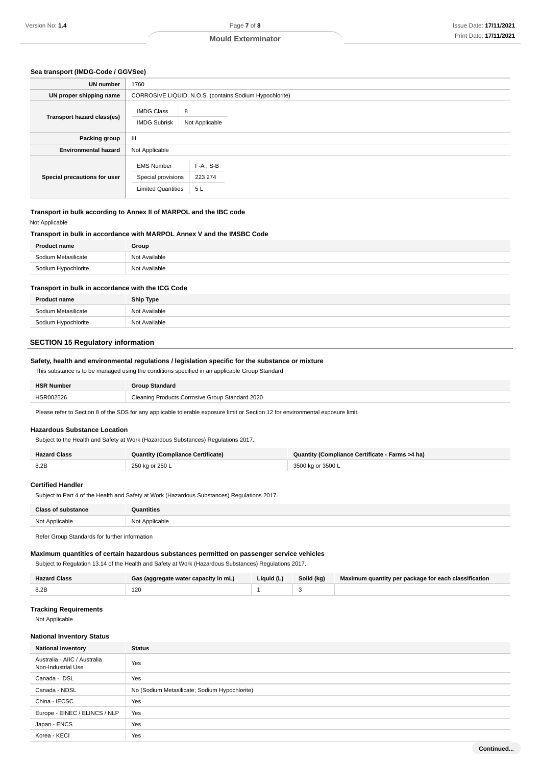### Sea transport (IMDG-Code / GGVSee)

| | |
|---|---|
| **UN number** | 1760 |
| **UN proper shipping name** | CORROSIVE LIQUID, N.O.S. (contains Sodium Hypochlorite) |
| **Transport hazard class(es)** | IMDG Class: 8<br>IMDG Subrisk: Not Applicable |
| **Packing group** | III |
| **Environmental hazard** | Not Applicable |
| **Special precautions for user** | EMS Number: F-A , S-B<br>Special provisions: 223 274<br>Limited Quantities: 5 L |

### Transport in bulk according to Annex II of MARPOL and the IBC code

Not Applicable

### Transport in bulk in accordance with MARPOL Annex V and the IMSBC Code

| Product name | Group |
|---|---|
| Sodium Metasilicate | Not Available |
| Sodium Hypochlorite | Not Available |

### Transport in bulk in accordance with the ICG Code

| Product name | Ship Type |
|---|---|
| Sodium Metasilicate | Not Available |
| Sodium Hypochlorite | Not Available |

## SECTION 15 Regulatory information

### Safety, health and environmental regulations / legislation specific for the substance or mixture

This substance is to be managed using the conditions specified in an applicable Group Standard

| HSR Number | Group Standard |
|---|---|
| HSR002526 | Cleaning Products Corrosive Group Standard 2020 |

Please refer to Section 8 of the SDS for any applicable tolerable exposure limit or Section 12 for environmental exposure limit.

### Hazardous Substance Location

Subject to the Health and Safety at Work (Hazardous Substances) Regulations 2017.

| Hazard Class | Quantity (Compliance Certificate) | Quantity (Compliance Certificate - Farms >4 ha) |
|---|---|---|
| 8.2B | 250 kg or 250 L | 3500 kg or 3500 L |

### Certified Handler

Subject to Part 4 of the Health and Safety at Work (Hazardous Substances) Regulations 2017.

| Class of substance | Quantities |
|---|---|
| Not Applicable | Not Applicable |

Refer Group Standards for further information

### Maximum quantities of certain hazardous substances permitted on passenger service vehicles

Subject to Regulation 13.14 of the Health and Safety at Work (Hazardous Substances) Regulations 2017.

| Hazard Class | Gas (aggregate water capacity in mL) | Liquid (L) | Solid (kg) | Maximum quantity per package for each classification |
|---|---|---|---|---|
| 8.2B | 120 | 1 | 3 | |

### Tracking Requirements

Not Applicable

### National Inventory Status

| National Inventory | Status |
|---|---|
| Australia - AIIC / Australia Non-Industrial Use | Yes |
| Canada - DSL | Yes |
| Canada - NDSL | No (Sodium Metasilicate; Sodium Hypochlorite) |
| China - IECSC | Yes |
| Europe - EINEC / ELINCS / NLP | Yes |
| Japan - ENCS | Yes |
| Korea - KECI | Yes |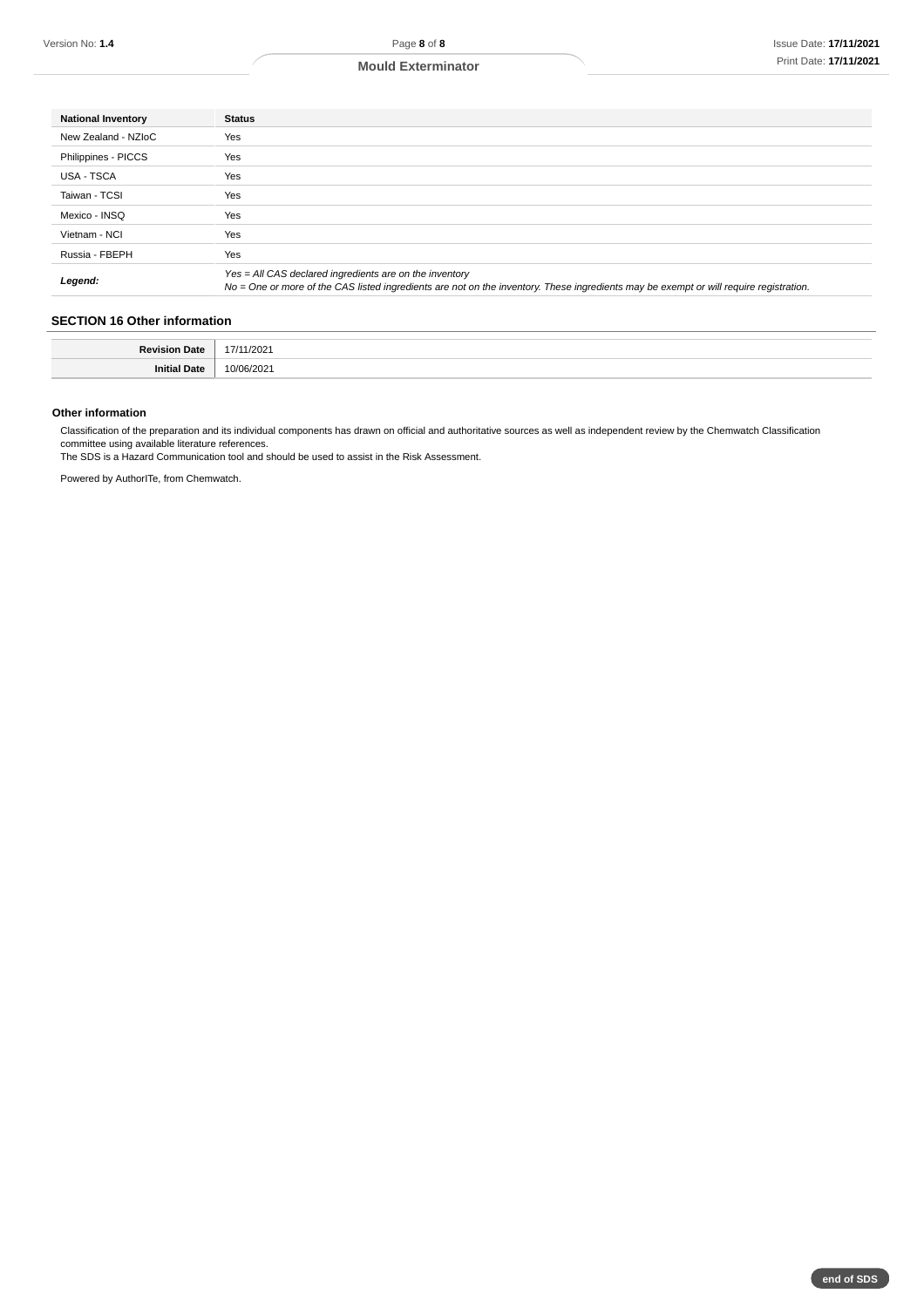| National Inventory | Status |
|---|---|
| New Zealand - NZIoC | Yes |
| Philippines - PICCS | Yes |
| USA - TSCA | Yes |
| Taiwan - TCSI | Yes |
| Mexico - INSQ | Yes |
| Vietnam - NCI | Yes |
| Russia - FBEPH | Yes |
| ***Legend:*** | *Yes = All CAS declared ingredients are on the inventory*<br>*No = One or more of the CAS listed ingredients are not on the inventory. These ingredients may be exempt or will require registration.* |

## SECTION 16 Other information

| | |
|---|---|
| **Revision Date** | 17/11/2021 |
| **Initial Date** | 10/06/2021 |

### Other information

Classification of the preparation and its individual components has drawn on official and authoritative sources as well as independent review by the Chemwatch Classification committee using available literature references.
The SDS is a Hazard Communication tool and should be used to assist in the Risk Assessment.

Powered by AuthorITe, from Chemwatch.

**end of SDS**